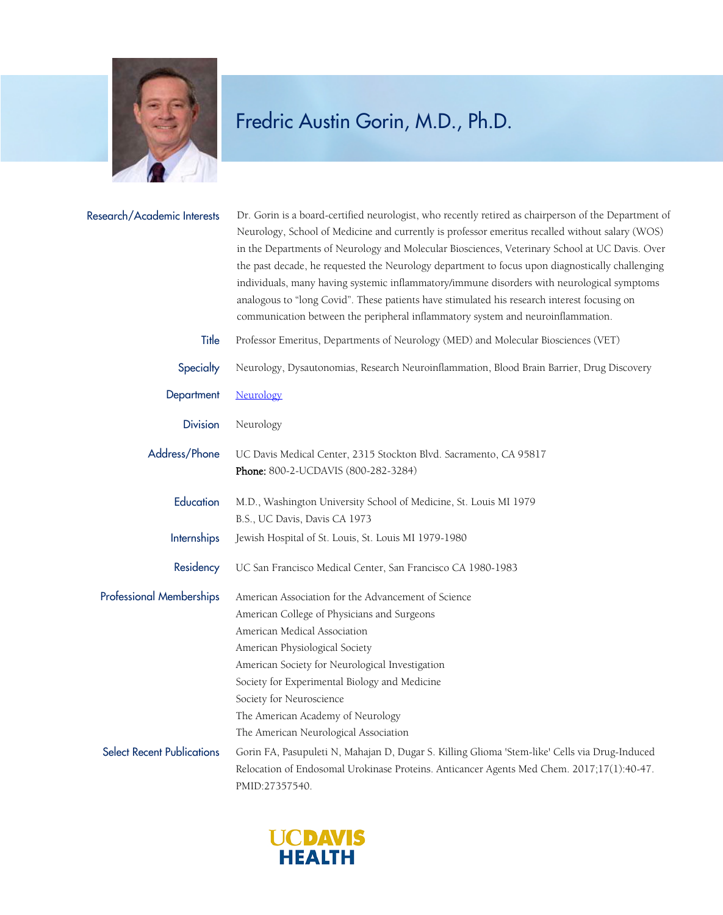# Fredric Austin Gorin, M.D., Ph.D.

**Research/Academic Interests**

Dr. Gorin is a board-certified neurologist, who recently retired as chairperson of the Department of Neurology, School of Medicine and currently is professor emeritus recalled without salary (WOS) in the Departments of Neurology and Molecular Biosciences, Veterinary School at UC Davis. Over the past decade, he requested the Neurology department to focus upon diagnostically challenging individuals, many having systemic inflammatory/immune disorders with neurological symptoms analogous to "long Covid". These patients have stimulated his research interest focusing on communication between the peripheral inflammatory system and neuroinflammation.

**Title**

Professor Emeritus, Departments of Neurology (MED) and Molecular Biosciences (VET)

**Specialty**

Neurology, Dysautonomias, Research Neuroinflammation, Blood Brain Barrier, Drug Discovery

**Department**

Neurology

**Division**

Neurology

**Address/Phone**

UC Davis Medical Center, 2315 Stockton Blvd. Sacramento, CA 95817
**Phone:** 800-2-UCDAVIS (800-282-3284)

**Education**

M.D., Washington University School of Medicine, St. Louis MI 1979
B.S., UC Davis, Davis CA 1973

**Internships**

Jewish Hospital of St. Louis, St. Louis MI 1979-1980

**Residency**

UC San Francisco Medical Center, San Francisco CA 1980-1983

**Professional Memberships**

American Association for the Advancement of Science
American College of Physicians and Surgeons
American Medical Association
American Physiological Society
American Society for Neurological Investigation
Society for Experimental Biology and Medicine
Society for Neuroscience
The American Academy of Neurology
The American Neurological Association

**Select Recent Publications**

Gorin FA, Pasupuleti N, Mahajan D, Dugar S. Killing Glioma 'Stem-like' Cells via Drug-Induced Relocation of Endosomal Urokinase Proteins. Anticancer Agents Med Chem. 2017;17(1):40-47. PMID:27357540.

UC DAVIS HEALTH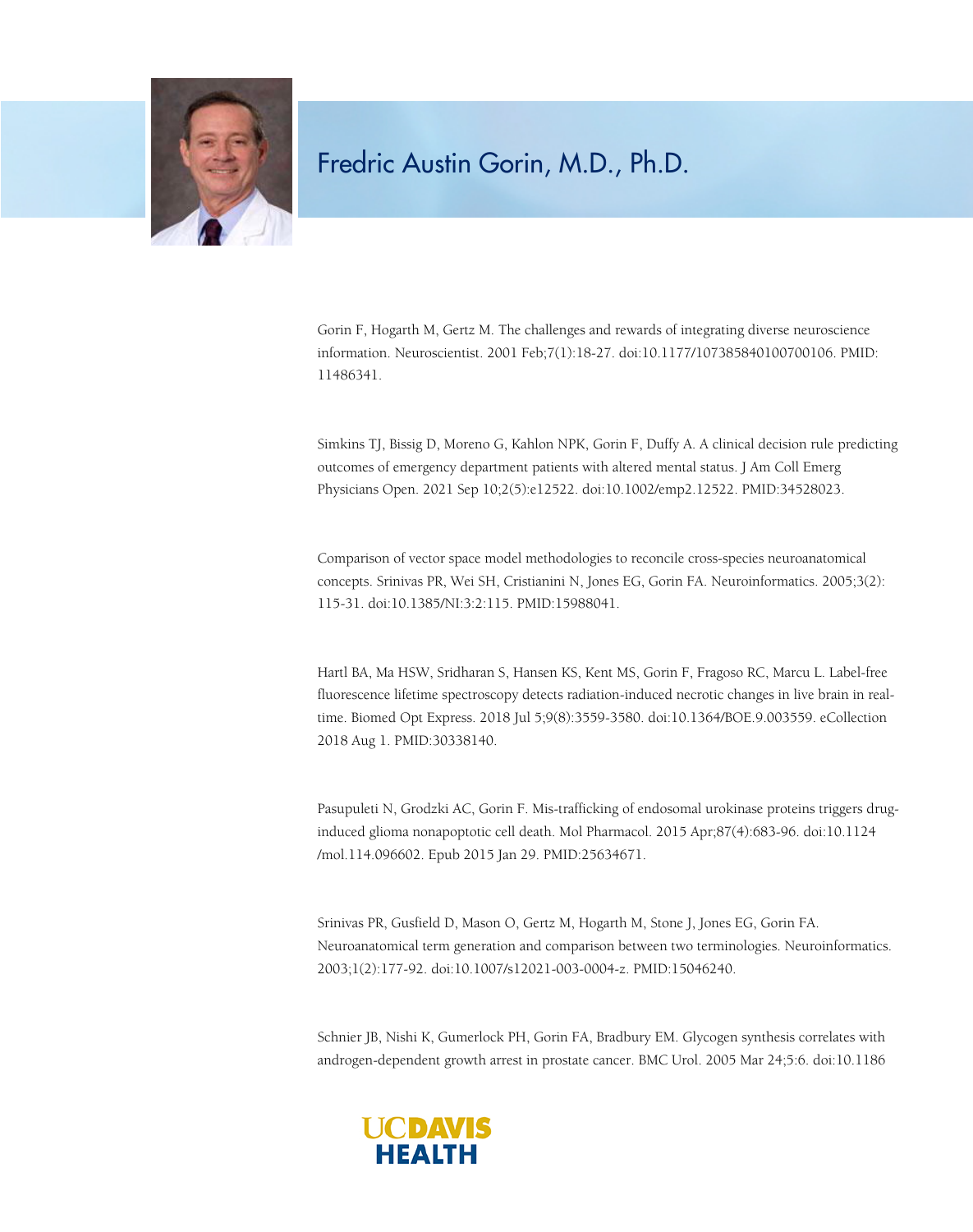# Fredric Austin Gorin, M.D., Ph.D.

Gorin F, Hogarth M, Gertz M. The challenges and rewards of integrating diverse neuroscience information. Neuroscientist. 2001 Feb;7(1):18-27. doi:10.1177/107385840100700106. PMID: 11486341.

Simkins TJ, Bissig D, Moreno G, Kahlon NPK, Gorin F, Duffy A. A clinical decision rule predicting outcomes of emergency department patients with altered mental status. J Am Coll Emerg Physicians Open. 2021 Sep 10;2(5):e12522. doi:10.1002/emp2.12522. PMID:34528023.

Comparison of vector space model methodologies to reconcile cross-species neuroanatomical concepts. Srinivas PR, Wei SH, Cristianini N, Jones EG, Gorin FA. Neuroinformatics. 2005;3(2): 115-31. doi:10.1385/NI:3:2:115. PMID:15988041.

Hartl BA, Ma HSW, Sridharan S, Hansen KS, Kent MS, Gorin F, Fragoso RC, Marcu L. Label-free fluorescence lifetime spectroscopy detects radiation-induced necrotic changes in live brain in real-time. Biomed Opt Express. 2018 Jul 5;9(8):3559-3580. doi:10.1364/BOE.9.003559. eCollection 2018 Aug 1. PMID:30338140.

Pasupuleti N, Grodzki AC, Gorin F. Mis-trafficking of endosomal urokinase proteins triggers drug-induced glioma nonapoptotic cell death. Mol Pharmacol. 2015 Apr;87(4):683-96. doi:10.1124/mol.114.096602. Epub 2015 Jan 29. PMID:25634671.

Srinivas PR, Gusfield D, Mason O, Gertz M, Hogarth M, Stone J, Jones EG, Gorin FA. Neuroanatomical term generation and comparison between two terminologies. Neuroinformatics. 2003;1(2):177-92. doi:10.1007/s12021-003-0004-z. PMID:15046240.

Schnier JB, Nishi K, Gumerlock PH, Gorin FA, Bradbury EM. Glycogen synthesis correlates with androgen-dependent growth arrest in prostate cancer. BMC Urol. 2005 Mar 24;5:6. doi:10.1186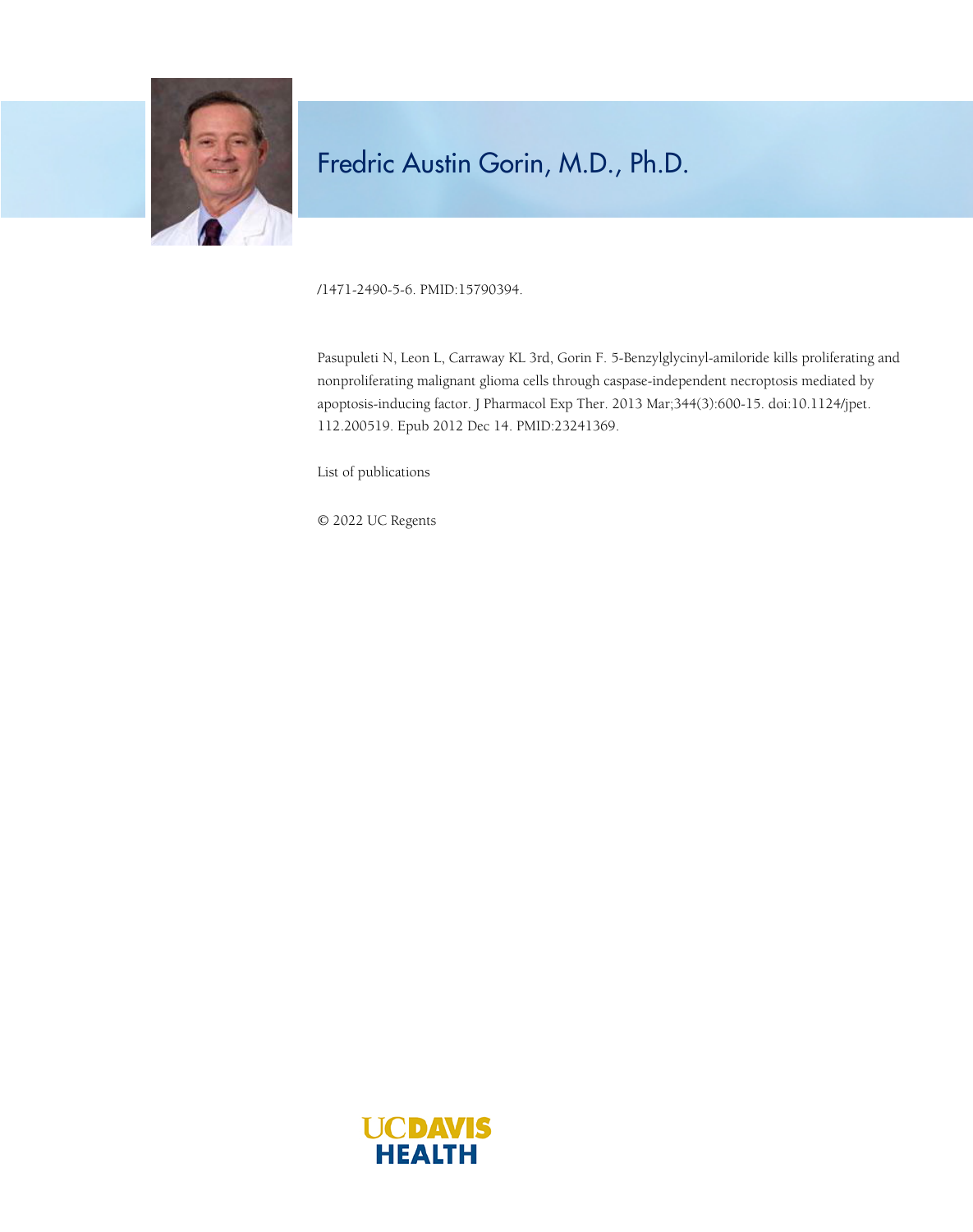# Fredric Austin Gorin, M.D., Ph.D.

/1471-2490-5-6. PMID:15790394.

Pasupuleti N, Leon L, Carraway KL 3rd, Gorin F. 5-Benzylglycinyl-amiloride kills proliferating and nonproliferating malignant glioma cells through caspase-independent necroptosis mediated by apoptosis-inducing factor. J Pharmacol Exp Ther. 2013 Mar;344(3):600-15. doi:10.1124/jpet.112.200519. Epub 2012 Dec 14. PMID:23241369.

List of publications

© 2022 UC Regents

UCDAVIS HEALTH